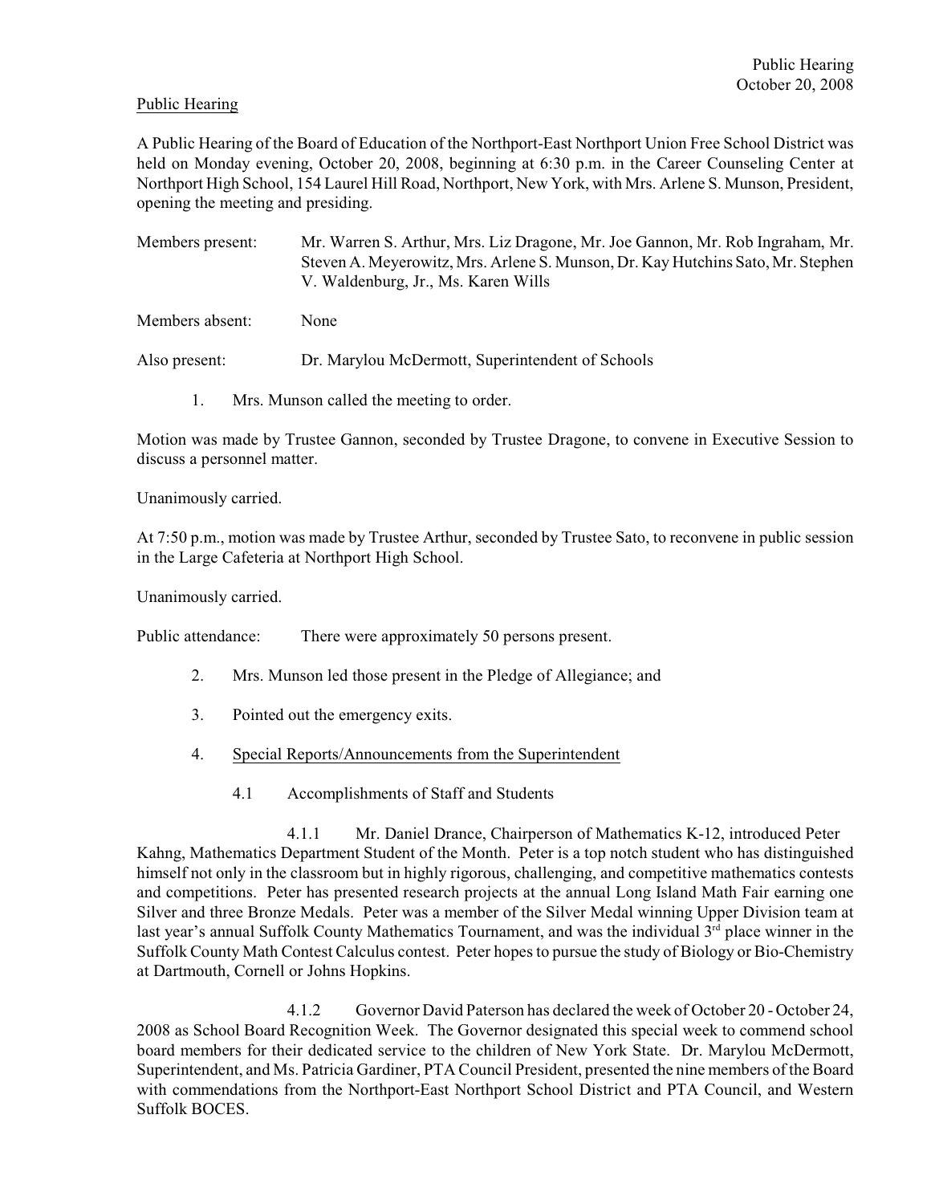Public Hearing

A Public Hearing of the Board of Education of the Northport-East Northport Union Free School District was held on Monday evening, October 20, 2008, beginning at 6:30 p.m. in the Career Counseling Center at Northport High School, 154 Laurel Hill Road, Northport, New York, with Mrs. Arlene S. Munson, President, opening the meeting and presiding.

Members present: Mr. Warren S. Arthur, Mrs. Liz Dragone, Mr. Joe Gannon, Mr. Rob Ingraham, Mr. Steven A. Meyerowitz, Mrs. Arlene S. Munson, Dr. Kay Hutchins Sato, Mr. Stephen V. Waldenburg, Jr., Ms. Karen Wills

Members absent: None

Also present: Dr. Marylou McDermott, Superintendent of Schools

1. Mrs. Munson called the meeting to order.

Motion was made by Trustee Gannon, seconded by Trustee Dragone, to convene in Executive Session to discuss a personnel matter.

Unanimously carried.

At 7:50 p.m., motion was made by Trustee Arthur, seconded by Trustee Sato, to reconvene in public session in the Large Cafeteria at Northport High School.

Unanimously carried.

Public attendance: There were approximately 50 persons present.

2. Mrs. Munson led those present in the Pledge of Allegiance; and

3. Pointed out the emergency exits.

4. Special Reports/Announcements from the Superintendent

4.1 Accomplishments of Staff and Students

4.1.1 Mr. Daniel Drance, Chairperson of Mathematics K-12, introduced Peter Kahng, Mathematics Department Student of the Month. Peter is a top notch student who has distinguished himself not only in the classroom but in highly rigorous, challenging, and competitive mathematics contests and competitions. Peter has presented research projects at the annual Long Island Math Fair earning one Silver and three Bronze Medals. Peter was a member of the Silver Medal winning Upper Division team at last year's annual Suffolk County Mathematics Tournament, and was the individual 3rd place winner in the Suffolk County Math Contest Calculus contest. Peter hopes to pursue the study of Biology or Bio-Chemistry at Dartmouth, Cornell or Johns Hopkins.

4.1.2 Governor David Paterson has declared the week of October 20 - October 24, 2008 as School Board Recognition Week. The Governor designated this special week to commend school board members for their dedicated service to the children of New York State. Dr. Marylou McDermott, Superintendent, and Ms. Patricia Gardiner, PTA Council President, presented the nine members of the Board with commendations from the Northport-East Northport School District and PTA Council, and Western Suffolk BOCES.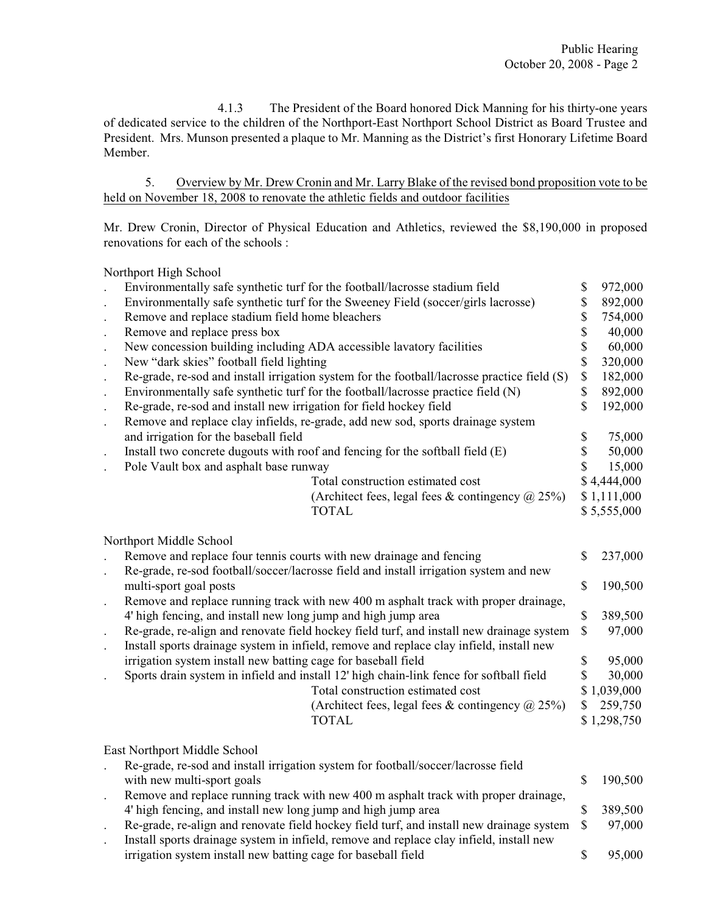4.1.3 The President of the Board honored Dick Manning for his thirty-one years of dedicated service to the children of the Northport-East Northport School District as Board Trustee and President. Mrs. Munson presented a plaque to Mr. Manning as the District's first Honorary Lifetime Board Member.

5. Overview by Mr. Drew Cronin and Mr. Larry Blake of the revised bond proposition vote to be held on November 18, 2008 to renovate the athletic fields and outdoor facilities

Mr. Drew Cronin, Director of Physical Education and Athletics, reviewed the $8,190,000 in proposed renovations for each of the schools :

Northport High School

| Item | Cost |
|---|---|
| . Environmentally safe synthetic turf for the football/lacrosse stadium field | $ 972,000 |
| . Environmentally safe synthetic turf for the Sweeney Field (soccer/girls lacrosse) | $ 892,000 |
| . Remove and replace stadium field home bleachers | $ 754,000 |
| . Remove and replace press box | $ 40,000 |
| . New concession building including ADA accessible lavatory facilities | $ 60,000 |
| . New "dark skies" football field lighting | $ 320,000 |
| . Re-grade, re-sod and install irrigation system for the football/lacrosse practice field (S) | $ 182,000 |
| . Environmentally safe synthetic turf for the football/lacrosse practice field (N) | $ 892,000 |
| . Re-grade, re-sod and install new irrigation for field hockey field | $ 192,000 |
| . Remove and replace clay infields, re-grade, add new sod, sports drainage system and irrigation for the baseball field | $ 75,000 |
| . Install two concrete dugouts with roof and fencing for the softball field (E) | $ 50,000 |
| . Pole Vault box and asphalt base runway | $ 15,000 |
| Total construction estimated cost | $ 4,444,000 |
| (Architect fees, legal fees & contingency @ 25%) | $ 1,111,000 |
| TOTAL | $ 5,555,000 |

Northport Middle School

| Item | Cost |
|---|---|
| . Remove and replace four tennis courts with new drainage and fencing | $ 237,000 |
| . Re-grade, re-sod football/soccer/lacrosse field and install irrigation system and new multi-sport goal posts | $ 190,500 |
| . Remove and replace running track with new 400 m asphalt track with proper drainage, 4' high fencing, and install new long jump and high jump area | $ 389,500 |
| . Re-grade, re-align and renovate field hockey field turf, and install new drainage system | $ 97,000 |
| . Install sports drainage system in infield, remove and replace clay infield, install new irrigation system install new batting cage for baseball field | $ 95,000 |
| . Sports drain system in infield and install 12' high chain-link fence for softball field | $ 30,000 |
| Total construction estimated cost | $ 1,039,000 |
| (Architect fees, legal fees & contingency @ 25%) | $ 259,750 |
| TOTAL | $ 1,298,750 |

East Northport Middle School

| Item | Cost |
|---|---|
| . Re-grade, re-sod and install irrigation system for football/soccer/lacrosse field with new multi-sport goals | $ 190,500 |
| . Remove and replace running track with new 400 m asphalt track with proper drainage, 4' high fencing, and install new long jump and high jump area | $ 389,500 |
| . Re-grade, re-align and renovate field hockey field turf, and install new drainage system | $ 97,000 |
| . Install sports drainage system in infield, remove and replace clay infield, install new irrigation system install new batting cage for baseball field | $ 95,000 |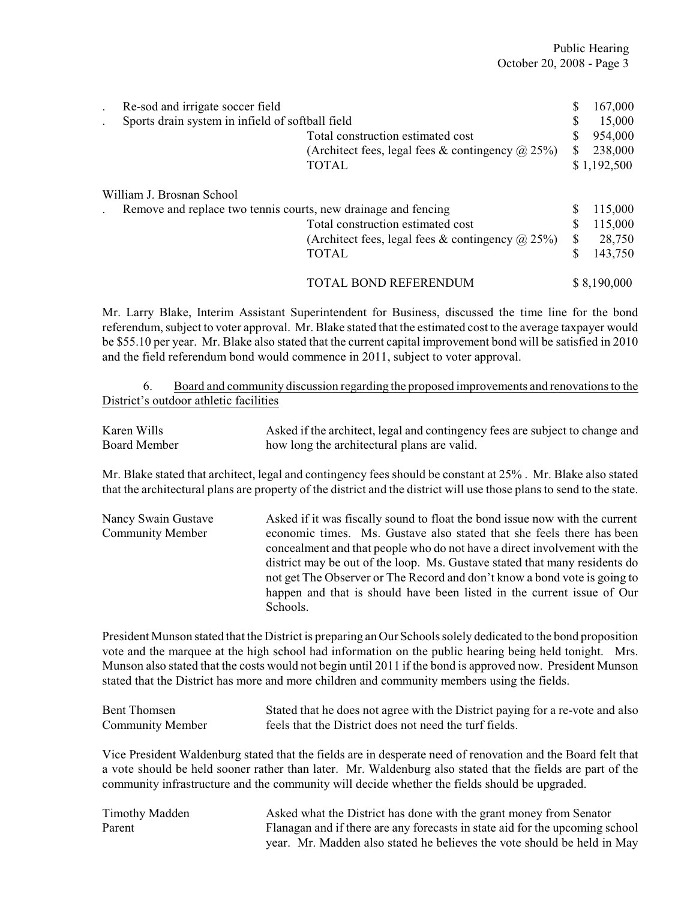| Item | | Cost |
|---|---|---|
| . Re-sod and irrigate soccer field | | $ 167,000 |
| . Sports drain system in infield of softball field | | $ 15,000 |
| | Total construction estimated cost | $ 954,000 |
| | (Architect fees, legal fees & contingency @ 25%) | $ 238,000 |
| | TOTAL | $ 1,192,500 |

William J. Brosnan School

| Item | | Cost |
|---|---|---|
| . Remove and replace two tennis courts, new drainage and fencing | | $ 115,000 |
| | Total construction estimated cost | $ 115,000 |
| | (Architect fees, legal fees & contingency @ 25%) | $ 28,750 |
| | TOTAL | $ 143,750 |
| | | |
| | TOTAL BOND REFERENDUM | $ 8,190,000 |

Mr. Larry Blake, Interim Assistant Superintendent for Business, discussed the time line for the bond referendum, subject to voter approval. Mr. Blake stated that the estimated cost to the average taxpayer would be $55.10 per year. Mr. Blake also stated that the current capital improvement bond will be satisfied in 2010 and the field referendum bond would commence in 2011, subject to voter approval.

6. <u>Board and community discussion regarding the proposed improvements and renovations to the District's outdoor athletic facilities</u>

Karen Wills
Board Member

Asked if the architect, legal and contingency fees are subject to change and how long the architectural plans are valid.

Mr. Blake stated that architect, legal and contingency fees should be constant at 25% . Mr. Blake also stated that the architectural plans are property of the district and the district will use those plans to send to the state.

Nancy Swain Gustave
Community Member

Asked if it was fiscally sound to float the bond issue now with the current economic times. Ms. Gustave also stated that she feels there has been concealment and that people who do not have a direct involvement with the district may be out of the loop. Ms. Gustave stated that many residents do not get The Observer or The Record and don't know a bond vote is going to happen and that is should have been listed in the current issue of Our Schools.

President Munson stated that the District is preparing an Our Schools solely dedicated to the bond proposition vote and the marquee at the high school had information on the public hearing being held tonight. Mrs. Munson also stated that the costs would not begin until 2011 if the bond is approved now. President Munson stated that the District has more and more children and community members using the fields.

Bent Thomsen
Community Member

Stated that he does not agree with the District paying for a re-vote and also feels that the District does not need the turf fields.

Vice President Waldenburg stated that the fields are in desperate need of renovation and the Board felt that a vote should be held sooner rather than later. Mr. Waldenburg also stated that the fields are part of the community infrastructure and the community will decide whether the fields should be upgraded.

Timothy Madden
Parent

Asked what the District has done with the grant money from Senator Flanagan and if there are any forecasts in state aid for the upcoming school year. Mr. Madden also stated he believes the vote should be held in May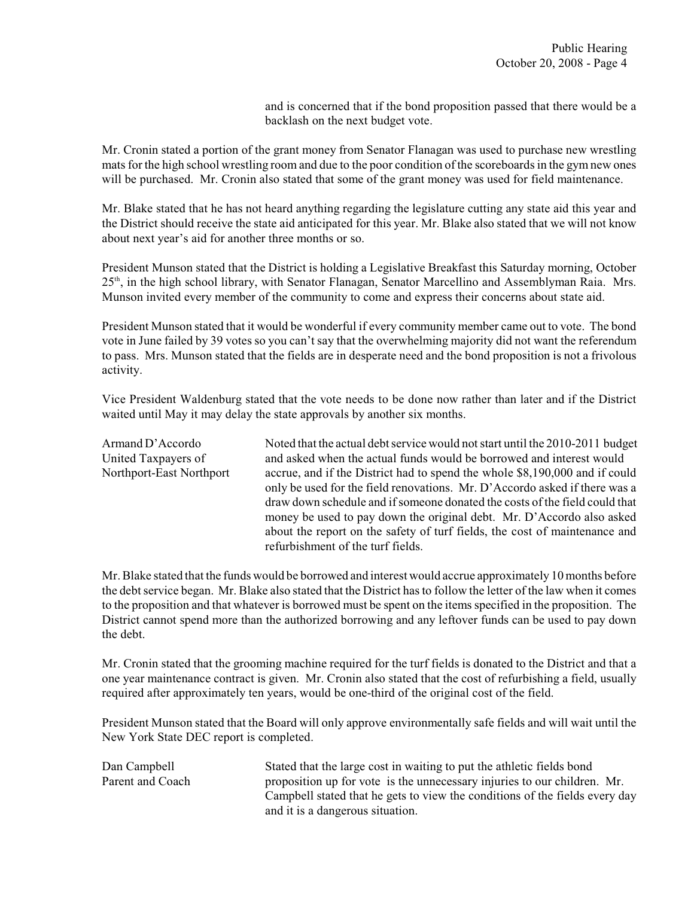and is concerned that if the bond proposition passed that there would be a backlash on the next budget vote.

Mr. Cronin stated a portion of the grant money from Senator Flanagan was used to purchase new wrestling mats for the high school wrestling room and due to the poor condition of the scoreboards in the gym new ones will be purchased. Mr. Cronin also stated that some of the grant money was used for field maintenance.

Mr. Blake stated that he has not heard anything regarding the legislature cutting any state aid this year and the District should receive the state aid anticipated for this year. Mr. Blake also stated that we will not know about next year's aid for another three months or so.

President Munson stated that the District is holding a Legislative Breakfast this Saturday morning, October 25th, in the high school library, with Senator Flanagan, Senator Marcellino and Assemblyman Raia. Mrs. Munson invited every member of the community to come and express their concerns about state aid.

President Munson stated that it would be wonderful if every community member came out to vote. The bond vote in June failed by 39 votes so you can't say that the overwhelming majority did not want the referendum to pass. Mrs. Munson stated that the fields are in desperate need and the bond proposition is not a frivolous activity.

Vice President Waldenburg stated that the vote needs to be done now rather than later and if the District waited until May it may delay the state approvals by another six months.

Armand D'Accordo
United Taxpayers of Northport-East Northport

Noted that the actual debt service would not start until the 2010-2011 budget and asked when the actual funds would be borrowed and interest would accrue, and if the District had to spend the whole $8,190,000 and if could only be used for the field renovations. Mr. D'Accordo asked if there was a draw down schedule and if someone donated the costs of the field could that money be used to pay down the original debt. Mr. D'Accordo also asked about the report on the safety of turf fields, the cost of maintenance and refurbishment of the turf fields.

Mr. Blake stated that the funds would be borrowed and interest would accrue approximately 10 months before the debt service began. Mr. Blake also stated that the District has to follow the letter of the law when it comes to the proposition and that whatever is borrowed must be spent on the items specified in the proposition. The District cannot spend more than the authorized borrowing and any leftover funds can be used to pay down the debt.

Mr. Cronin stated that the grooming machine required for the turf fields is donated to the District and that a one year maintenance contract is given. Mr. Cronin also stated that the cost of refurbishing a field, usually required after approximately ten years, would be one-third of the original cost of the field.

President Munson stated that the Board will only approve environmentally safe fields and will wait until the New York State DEC report is completed.

Dan Campbell
Parent and Coach

Stated that the large cost in waiting to put the athletic fields bond proposition up for vote is the unnecessary injuries to our children. Mr. Campbell stated that he gets to view the conditions of the fields every day and it is a dangerous situation.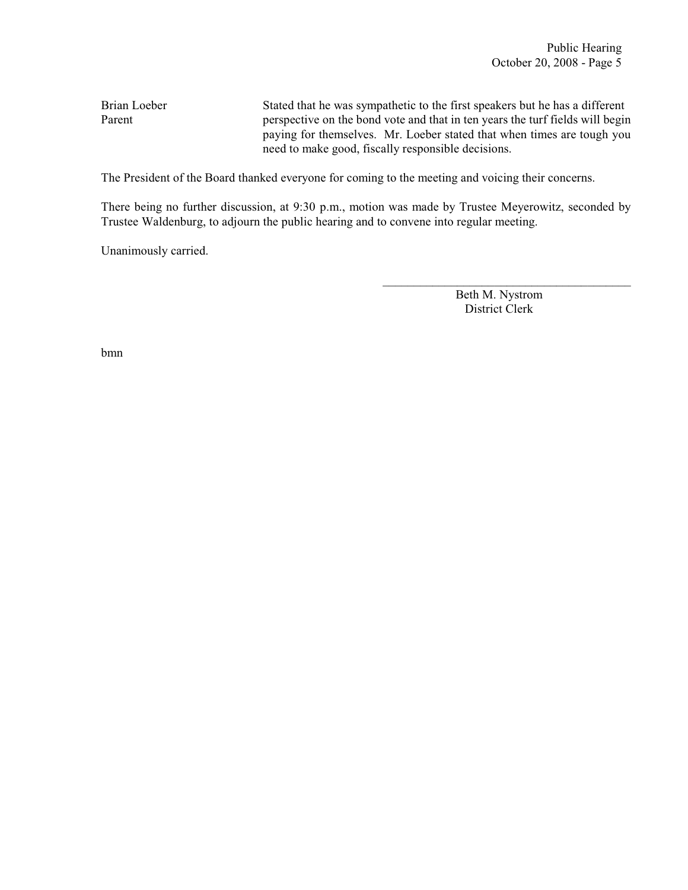Brian Loeber
Parent

Stated that he was sympathetic to the first speakers but he has a different perspective on the bond vote and that in ten years the turf fields will begin paying for themselves. Mr. Loeber stated that when times are tough you need to make good, fiscally responsible decisions.

The President of the Board thanked everyone for coming to the meeting and voicing their concerns.

There being no further discussion, at 9:30 p.m., motion was made by Trustee Meyerowitz, seconded by Trustee Waldenburg, to adjourn the public hearing and to convene into regular meeting.

Unanimously carried.

\_\_\_\_\_\_\_\_\_\_\_\_\_\_\_\_\_\_\_\_\_\_\_\_\_\_\_\_\_\_\_\_\_\_\_\_\_\_\_\_

Beth M. Nystrom
District Clerk

bmn